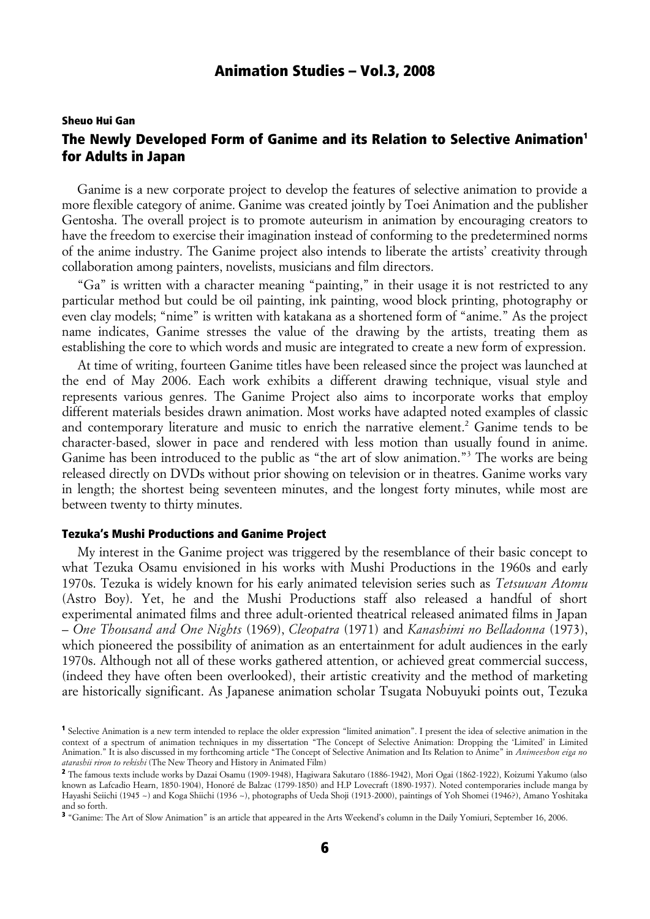**Sheuo Hui Gan**

# The Newly Developed Form of Ganime and its Relation to Selective Animation[1] for Adults in Japan

Ganime is a new corporate project to develop the features of selective animation to provide a more flexible category of anime. Ganime was created jointly by Toei Animation and the publisher Gentosha. The overall project is to promote auteurism in animation by encouraging creators to have the freedom to exercise their imagination instead of conforming to the predetermined norms of the anime industry. The Ganime project also intends to liberate the artists' creativity through collaboration among painters, novelists, musicians and film directors.

"Ga" is written with a character meaning "painting," in their usage it is not restricted to any particular method but could be oil painting, ink painting, wood block printing, photography or even clay models; "nime" is written with katakana as a shortened form of "anime." As the project name indicates, Ganime stresses the value of the drawing by the artists, treating them as establishing the core to which words and music are integrated to create a new form of expression.

At time of writing, fourteen Ganime titles have been released since the project was launched at the end of May 2006. Each work exhibits a different drawing technique, visual style and represents various genres. The Ganime Project also aims to incorporate works that employ different materials besides drawn animation. Most works have adapted noted examples of classic and contemporary literature and music to enrich the narrative element.[2] Ganime tends to be character-based, slower in pace and rendered with less motion than usually found in anime. Ganime has been introduced to the public as "the art of slow animation."[3] The works are being released directly on DVDs without prior showing on television or in theatres. Ganime works vary in length; the shortest being seventeen minutes, and the longest forty minutes, while most are between twenty to thirty minutes.

## Tezuka's Mushi Productions and Ganime Project

My interest in the Ganime project was triggered by the resemblance of their basic concept to what Tezuka Osamu envisioned in his works with Mushi Productions in the 1960s and early 1970s. Tezuka is widely known for his early animated television series such as *Tetsuwan Atomu* (Astro Boy). Yet, he and the Mushi Productions staff also released a handful of short experimental animated films and three adult-oriented theatrical released animated films in Japan – *One Thousand and One Nights* (1969), *Cleopatra* (1971) and *Kanashimi no Belladonna* (1973), which pioneered the possibility of animation as an entertainment for adult audiences in the early 1970s. Although not all of these works gathered attention, or achieved great commercial success, (indeed they have often been overlooked), their artistic creativity and the method of marketing are historically significant. As Japanese animation scholar Tsugata Nobuyuki points out, Tezuka

---

[1] Selective Animation is a new term intended to replace the older expression "limited animation". I present the idea of selective animation in the context of a spectrum of animation techniques in my dissertation "The Concept of Selective Animation: Dropping the 'Limited' in Limited Animation." It is also discussed in my forthcoming article "The Concept of Selective Animation and Its Relation to Anime" in *Animeeshon eiga no atarashii riron to rekishi* (The New Theory and History in Animated Film)

[2] The famous texts include works by Dazai Osamu (1909-1948), Hagiwara Sakutaro (1886-1942), Mori Ogai (1862-1922), Koizumi Yakumo (also known as Lafcadio Hearn, 1850-1904), Honoré de Balzac (1799-1850) and H.P Lovecraft (1890-1937). Noted contemporaries include manga by Hayashi Seiichi (1945 ~) and Koga Shiichi (1936 ~), photographs of Ueda Shoji (1913-2000), paintings of Yoh Shomei (1946?), Amano Yoshitaka and so forth.

[3] "Ganime: The Art of Slow Animation" is an article that appeared in the Arts Weekend's column in the Daily Yomiuri, September 16, 2006.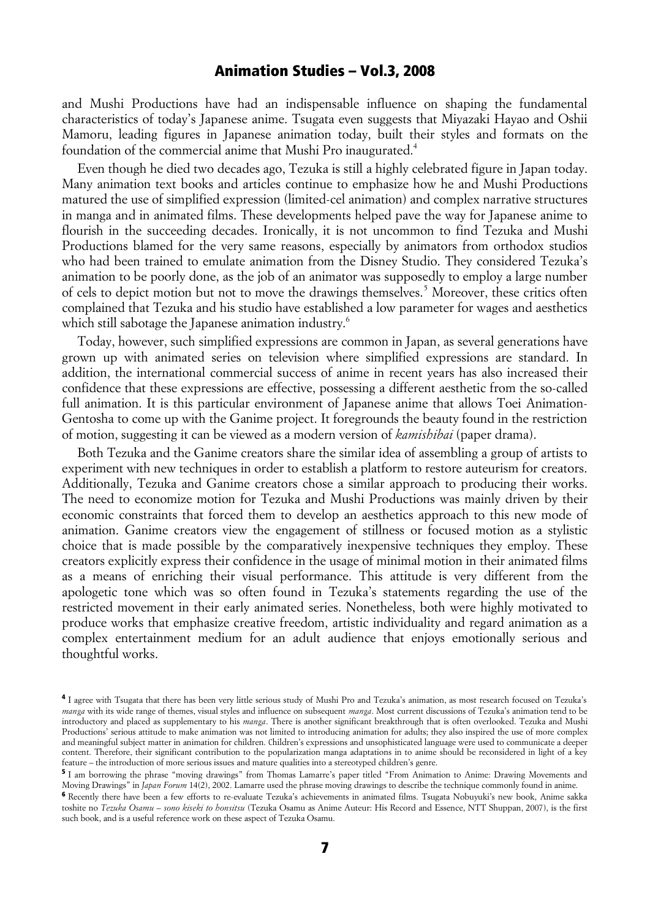and Mushi Productions have had an indispensable influence on shaping the fundamental characteristics of today's Japanese anime. Tsugata even suggests that Miyazaki Hayao and Oshii Mamoru, leading figures in Japanese animation today, built their styles and formats on the foundation of the commercial anime that Mushi Pro inaugurated.[4]

Even though he died two decades ago, Tezuka is still a highly celebrated figure in Japan today. Many animation text books and articles continue to emphasize how he and Mushi Productions matured the use of simplified expression (limited-cel animation) and complex narrative structures in manga and in animated films. These developments helped pave the way for Japanese anime to flourish in the succeeding decades. Ironically, it is not uncommon to find Tezuka and Mushi Productions blamed for the very same reasons, especially by animators from orthodox studios who had been trained to emulate animation from the Disney Studio. They considered Tezuka's animation to be poorly done, as the job of an animator was supposedly to employ a large number of cels to depict motion but not to move the drawings themselves.[5] Moreover, these critics often complained that Tezuka and his studio have established a low parameter for wages and aesthetics which still sabotage the Japanese animation industry.[6]

Today, however, such simplified expressions are common in Japan, as several generations have grown up with animated series on television where simplified expressions are standard. In addition, the international commercial success of anime in recent years has also increased their confidence that these expressions are effective, possessing a different aesthetic from the so-called full animation. It is this particular environment of Japanese anime that allows Toei Animation-Gentosha to come up with the Ganime project. It foregrounds the beauty found in the restriction of motion, suggesting it can be viewed as a modern version of *kamishibai* (paper drama).

Both Tezuka and the Ganime creators share the similar idea of assembling a group of artists to experiment with new techniques in order to establish a platform to restore auteurism for creators. Additionally, Tezuka and Ganime creators chose a similar approach to producing their works. The need to economize motion for Tezuka and Mushi Productions was mainly driven by their economic constraints that forced them to develop an aesthetics approach to this new mode of animation. Ganime creators view the engagement of stillness or focused motion as a stylistic choice that is made possible by the comparatively inexpensive techniques they employ. These creators explicitly express their confidence in the usage of minimal motion in their animated films as a means of enriching their visual performance. This attitude is very different from the apologetic tone which was so often found in Tezuka's statements regarding the use of the restricted movement in their early animated series. Nonetheless, both were highly motivated to produce works that emphasize creative freedom, artistic individuality and regard animation as a complex entertainment medium for an adult audience that enjoys emotionally serious and thoughtful works.

---

[4] I agree with Tsugata that there has been very little serious study of Mushi Pro and Tezuka's animation, as most research focused on Tezuka's *manga* with its wide range of themes, visual styles and influence on subsequent *manga*. Most current discussions of Tezuka's animation tend to be introductory and placed as supplementary to his *manga*. There is another significant breakthrough that is often overlooked. Tezuka and Mushi Productions' serious attitude to make animation was not limited to introducing animation for adults; they also inspired the use of more complex and meaningful subject matter in animation for children. Children's expressions and unsophisticated language were used to communicate a deeper content. Therefore, their significant contribution to the popularization manga adaptations in to anime should be reconsidered in light of a key feature – the introduction of more serious issues and mature qualities into a stereotyped children's genre.

[5] I am borrowing the phrase "moving drawings" from Thomas Lamarre's paper titled "From Animation to Anime: Drawing Movements and Moving Drawings" in *Japan Forum* 14(2), 2002. Lamarre used the phrase moving drawings to describe the technique commonly found in anime.

[6] Recently there have been a few efforts to re-evaluate Tezuka's achievements in animated films. Tsugata Nobuyuki's new book, Anime sakka toshite no *Tezuka Osamu – sono kiseki to honsitsu* (Tezuka Osamu as Anime Auteur: His Record and Essence, NTT Shuppan, 2007), is the first such book, and is a useful reference work on these aspect of Tezuka Osamu.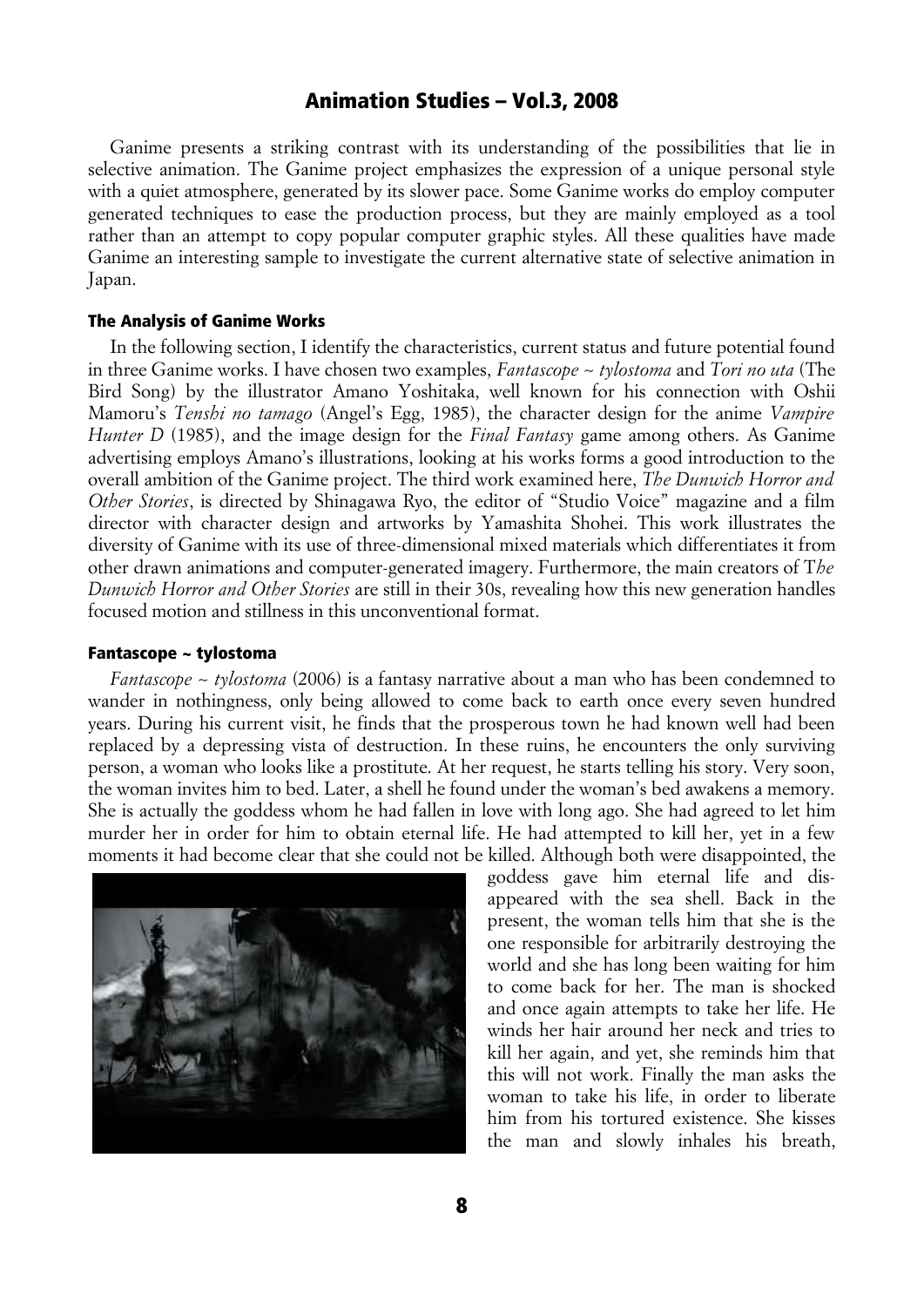Ganime presents a striking contrast with its understanding of the possibilities that lie in selective animation. The Ganime project emphasizes the expression of a unique personal style with a quiet atmosphere, generated by its slower pace. Some Ganime works do employ computer generated techniques to ease the production process, but they are mainly employed as a tool rather than an attempt to copy popular computer graphic styles. All these qualities have made Ganime an interesting sample to investigate the current alternative state of selective animation in Japan.

### The Analysis of Ganime Works

In the following section, I identify the characteristics, current status and future potential found in three Ganime works. I have chosen two examples, *Fantascope ~ tylostoma* and *Tori no uta* (The Bird Song) by the illustrator Amano Yoshitaka, well known for his connection with Oshii Mamoru's *Tenshi no tamago* (Angel's Egg, 1985), the character design for the anime *Vampire Hunter D* (1985), and the image design for the *Final Fantasy* game among others. As Ganime advertising employs Amano's illustrations, looking at his works forms a good introduction to the overall ambition of the Ganime project. The third work examined here, *The Dunwich Horror and Other Stories*, is directed by Shinagawa Ryo, the editor of "Studio Voice" magazine and a film director with character design and artworks by Yamashita Shohei. This work illustrates the diversity of Ganime with its use of three-dimensional mixed materials which differentiates it from other drawn animations and computer-generated imagery. Furthermore, the main creators of T*he Dunwich Horror and Other Stories* are still in their 30s, revealing how this new generation handles focused motion and stillness in this unconventional format.

### Fantascope ~ tylostoma

*Fantascope ~ tylostoma* (2006) is a fantasy narrative about a man who has been condemned to wander in nothingness, only being allowed to come back to earth once every seven hundred years. During his current visit, he finds that the prosperous town he had known well had been replaced by a depressing vista of destruction. In these ruins, he encounters the only surviving person, a woman who looks like a prostitute. At her request, he starts telling his story. Very soon, the woman invites him to bed. Later, a shell he found under the woman's bed awakens a memory. She is actually the goddess whom he had fallen in love with long ago. She had agreed to let him murder her in order for him to obtain eternal life. He had attempted to kill her, yet in a few moments it had become clear that she could not be killed. Although both were disappointed, the goddess gave him eternal life and disappeared with the sea shell. Back in the present, the woman tells him that she is the one responsible for arbitrarily destroying the world and she has long been waiting for him to come back for her. The man is shocked and once again attempts to take her life. He winds her hair around her neck and tries to kill her again, and yet, she reminds him that this will not work. Finally the man asks the woman to take his life, in order to liberate him from his tortured existence. She kisses the man and slowly inhales his breath,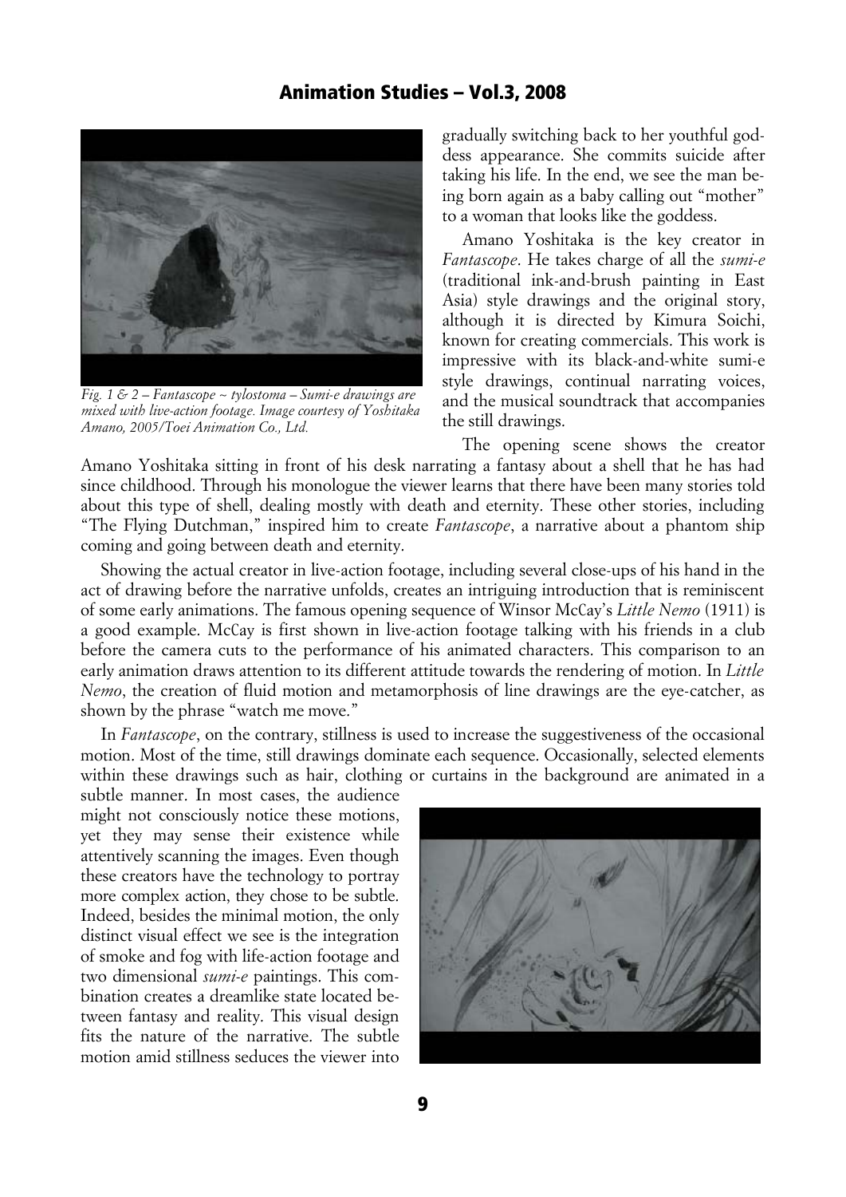gradually switching back to her youthful goddess appearance. She commits suicide after taking his life. In the end, we see the man being born again as a baby calling out "mother" to a woman that looks like the goddess.

Amano Yoshitaka is the key creator in *Fantascope*. He takes charge of all the *sumi-e* (traditional ink-and-brush painting in East Asia) style drawings and the original story, although it is directed by Kimura Soichi, known for creating commercials. This work is impressive with its black-and-white sumi-e style drawings, continual narrating voices, and the musical soundtrack that accompanies the still drawings.

*Fig. 1 & 2 – Fantascope ~ tylostoma – Sumi-e drawings are mixed with live-action footage. Image courtesy of Yoshitaka Amano, 2005/Toei Animation Co., Ltd.*

The opening scene shows the creator Amano Yoshitaka sitting in front of his desk narrating a fantasy about a shell that he has had since childhood. Through his monologue the viewer learns that there have been many stories told about this type of shell, dealing mostly with death and eternity. These other stories, including "The Flying Dutchman," inspired him to create *Fantascope*, a narrative about a phantom ship coming and going between death and eternity.

Showing the actual creator in live-action footage, including several close-ups of his hand in the act of drawing before the narrative unfolds, creates an intriguing introduction that is reminiscent of some early animations. The famous opening sequence of Winsor McCay's *Little Nemo* (1911) is a good example. McCay is first shown in live-action footage talking with his friends in a club before the camera cuts to the performance of his animated characters. This comparison to an early animation draws attention to its different attitude towards the rendering of motion. In *Little Nemo*, the creation of fluid motion and metamorphosis of line drawings are the eye-catcher, as shown by the phrase "watch me move."

In *Fantascope*, on the contrary, stillness is used to increase the suggestiveness of the occasional motion. Most of the time, still drawings dominate each sequence. Occasionally, selected elements within these drawings such as hair, clothing or curtains in the background are animated in a subtle manner. In most cases, the audience might not consciously notice these motions, yet they may sense their existence while attentively scanning the images. Even though these creators have the technology to portray more complex action, they chose to be subtle. Indeed, besides the minimal motion, the only distinct visual effect we see is the integration of smoke and fog with life-action footage and two dimensional *sumi-e* paintings. This combination creates a dreamlike state located between fantasy and reality. This visual design fits the nature of the narrative. The subtle motion amid stillness seduces the viewer into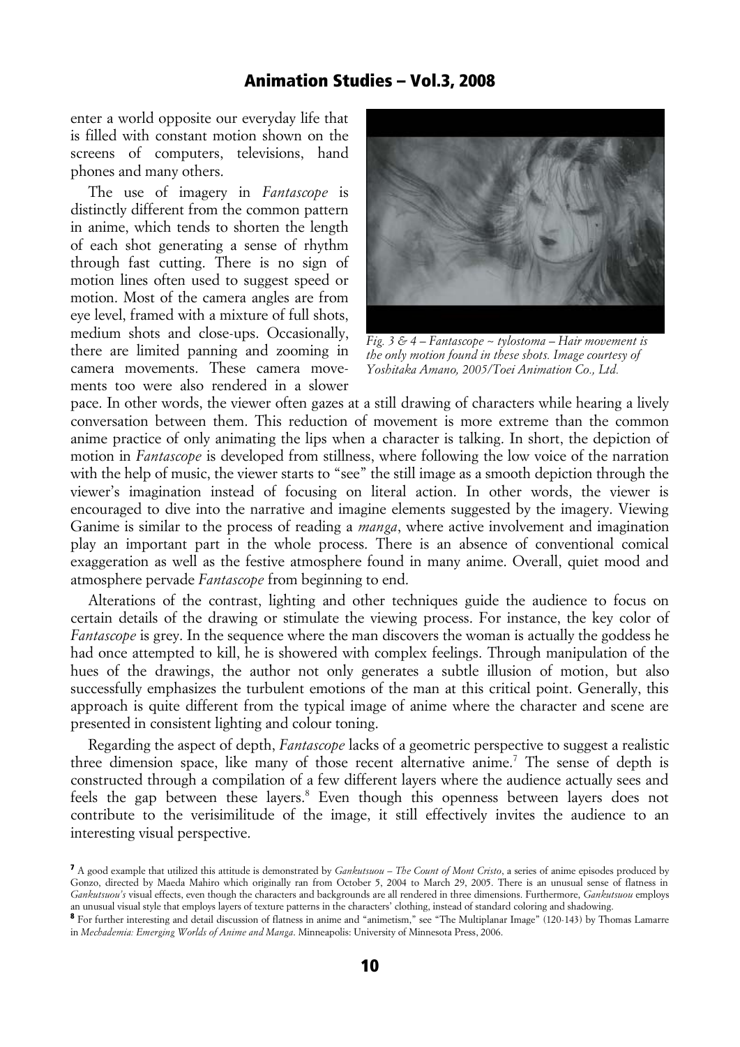enter a world opposite our everyday life that is filled with constant motion shown on the screens of computers, televisions, hand phones and many others.

The use of imagery in *Fantascope* is distinctly different from the common pattern in anime, which tends to shorten the length of each shot generating a sense of rhythm through fast cutting. There is no sign of motion lines often used to suggest speed or motion. Most of the camera angles are from eye level, framed with a mixture of full shots, medium shots and close-ups. Occasionally, there are limited panning and zooming in camera movements. These camera movements too were also rendered in a slower pace. In other words, the viewer often gazes at a still drawing of characters while hearing a lively conversation between them. This reduction of movement is more extreme than the common anime practice of only animating the lips when a character is talking. In short, the depiction of motion in *Fantascope* is developed from stillness, where following the low voice of the narration with the help of music, the viewer starts to "see" the still image as a smooth depiction through the viewer's imagination instead of focusing on literal action. In other words, the viewer is encouraged to dive into the narrative and imagine elements suggested by the imagery. Viewing Ganime is similar to the process of reading a *manga*, where active involvement and imagination play an important part in the whole process. There is an absence of conventional comical exaggeration as well as the festive atmosphere found in many anime. Overall, quiet mood and atmosphere pervade *Fantascope* from beginning to end.

*Fig. 3 & 4 – Fantascope ~ tylostoma – Hair movement is the only motion found in these shots. Image courtesy of Yoshitaka Amano, 2005/Toei Animation Co., Ltd.*

Alterations of the contrast, lighting and other techniques guide the audience to focus on certain details of the drawing or stimulate the viewing process. For instance, the key color of *Fantascope* is grey. In the sequence where the man discovers the woman is actually the goddess he had once attempted to kill, he is showered with complex feelings. Through manipulation of the hues of the drawings, the author not only generates a subtle illusion of motion, but also successfully emphasizes the turbulent emotions of the man at this critical point. Generally, this approach is quite different from the typical image of anime where the character and scene are presented in consistent lighting and colour toning.

Regarding the aspect of depth, *Fantascope* lacks of a geometric perspective to suggest a realistic three dimension space, like many of those recent alternative anime.[7] The sense of depth is constructed through a compilation of a few different layers where the audience actually sees and feels the gap between these layers.[8] Even though this openness between layers does not contribute to the verisimilitude of the image, it still effectively invites the audience to an interesting visual perspective.

[7] A good example that utilized this attitude is demonstrated by *Gankutsuou – The Count of Mont Cristo*, a series of anime episodes produced by Gonzo, directed by Maeda Mahiro which originally ran from October 5, 2004 to March 29, 2005. There is an unusual sense of flatness in *Gankutsuou's* visual effects, even though the characters and backgrounds are all rendered in three dimensions. Furthermore, *Gankutsuou* employs an unusual visual style that employs layers of texture patterns in the characters' clothing, instead of standard coloring and shadowing.

[8] For further interesting and detail discussion of flatness in anime and "animetism," see "The Multiplanar Image" (120-143) by Thomas Lamarre in *Mechademia: Emerging Worlds of Anime and Manga*. Minneapolis: University of Minnesota Press, 2006.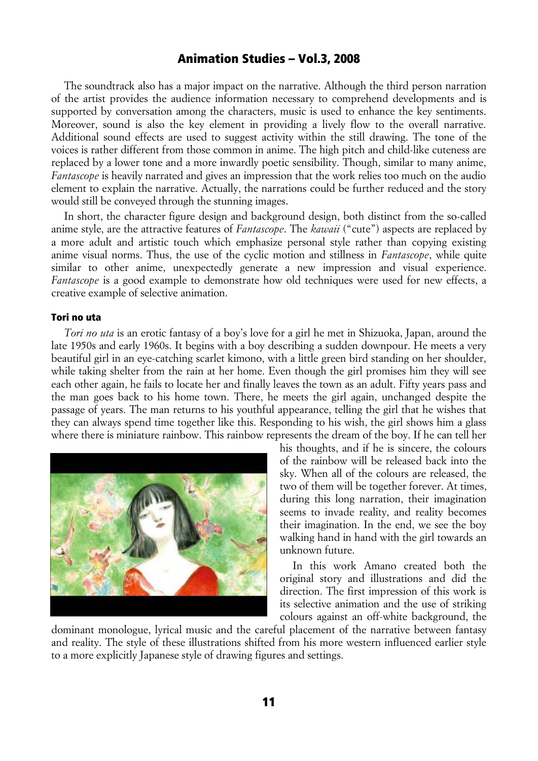The soundtrack also has a major impact on the narrative. Although the third person narration of the artist provides the audience information necessary to comprehend developments and is supported by conversation among the characters, music is used to enhance the key sentiments. Moreover, sound is also the key element in providing a lively flow to the overall narrative. Additional sound effects are used to suggest activity within the still drawing. The tone of the voices is rather different from those common in anime. The high pitch and child-like cuteness are replaced by a lower tone and a more inwardly poetic sensibility. Though, similar to many anime, *Fantascope* is heavily narrated and gives an impression that the work relies too much on the audio element to explain the narrative. Actually, the narrations could be further reduced and the story would still be conveyed through the stunning images.

In short, the character figure design and background design, both distinct from the so-called anime style, are the attractive features of *Fantascope*. The *kawaii* ("cute") aspects are replaced by a more adult and artistic touch which emphasize personal style rather than copying existing anime visual norms. Thus, the use of the cyclic motion and stillness in *Fantascope*, while quite similar to other anime, unexpectedly generate a new impression and visual experience. *Fantascope* is a good example to demonstrate how old techniques were used for new effects, a creative example of selective animation.

### Tori no uta

*Tori no uta* is an erotic fantasy of a boy's love for a girl he met in Shizuoka, Japan, around the late 1950s and early 1960s. It begins with a boy describing a sudden downpour. He meets a very beautiful girl in an eye-catching scarlet kimono, with a little green bird standing on her shoulder, while taking shelter from the rain at her home. Even though the girl promises him they will see each other again, he fails to locate her and finally leaves the town as an adult. Fifty years pass and the man goes back to his home town. There, he meets the girl again, unchanged despite the passage of years. The man returns to his youthful appearance, telling the girl that he wishes that they can always spend time together like this. Responding to his wish, the girl shows him a glass where there is miniature rainbow. This rainbow represents the dream of the boy. If he can tell her his thoughts, and if he is sincere, the colours of the rainbow will be released back into the sky. When all of the colours are released, the two of them will be together forever. At times, during this long narration, their imagination seems to invade reality, and reality becomes their imagination. In the end, we see the boy walking hand in hand with the girl towards an unknown future.

In this work Amano created both the original story and illustrations and did the direction. The first impression of this work is its selective animation and the use of striking colours against an off-white background, the dominant monologue, lyrical music and the careful placement of the narrative between fantasy and reality. The style of these illustrations shifted from his more western influenced earlier style to a more explicitly Japanese style of drawing figures and settings.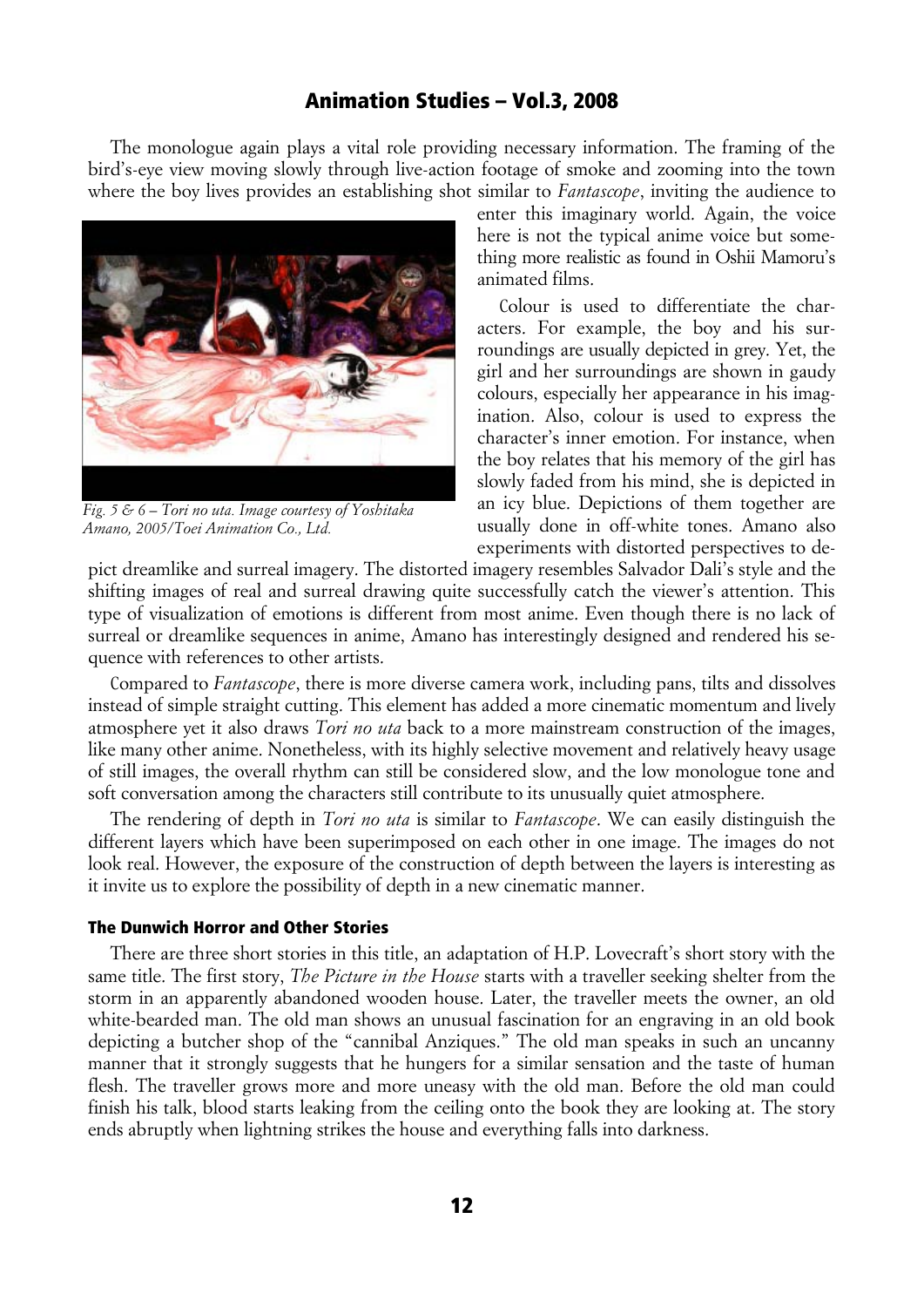The monologue again plays a vital role providing necessary information. The framing of the bird's-eye view moving slowly through live-action footage of smoke and zooming into the town where the boy lives provides an establishing shot similar to *Fantascope*, inviting the audience to enter this imaginary world. Again, the voice here is not the typical anime voice but something more realistic as found in Oshii Mamoru's animated films.

*Fig. 5 & 6 – Tori no uta. Image courtesy of Yoshitaka Amano, 2005/Toei Animation Co., Ltd.*

Colour is used to differentiate the characters. For example, the boy and his surroundings are usually depicted in grey. Yet, the girl and her surroundings are shown in gaudy colours, especially her appearance in his imagination. Also, colour is used to express the character's inner emotion. For instance, when the boy relates that his memory of the girl has slowly faded from his mind, she is depicted in an icy blue. Depictions of them together are usually done in off-white tones. Amano also experiments with distorted perspectives to depict dreamlike and surreal imagery. The distorted imagery resembles Salvador Dali's style and the shifting images of real and surreal drawing quite successfully catch the viewer's attention. This type of visualization of emotions is different from most anime. Even though there is no lack of surreal or dreamlike sequences in anime, Amano has interestingly designed and rendered his sequence with references to other artists.

Compared to *Fantascope*, there is more diverse camera work, including pans, tilts and dissolves instead of simple straight cutting. This element has added a more cinematic momentum and lively atmosphere yet it also draws *Tori no uta* back to a more mainstream construction of the images, like many other anime. Nonetheless, with its highly selective movement and relatively heavy usage of still images, the overall rhythm can still be considered slow, and the low monologue tone and soft conversation among the characters still contribute to its unusually quiet atmosphere.

The rendering of depth in *Tori no uta* is similar to *Fantascope*. We can easily distinguish the different layers which have been superimposed on each other in one image. The images do not look real. However, the exposure of the construction of depth between the layers is interesting as it invite us to explore the possibility of depth in a new cinematic manner.

### The Dunwich Horror and Other Stories

There are three short stories in this title, an adaptation of H.P. Lovecraft's short story with the same title. The first story, *The Picture in the House* starts with a traveller seeking shelter from the storm in an apparently abandoned wooden house. Later, the traveller meets the owner, an old white-bearded man. The old man shows an unusual fascination for an engraving in an old book depicting a butcher shop of the "cannibal Anziques." The old man speaks in such an uncanny manner that it strongly suggests that he hungers for a similar sensation and the taste of human flesh. The traveller grows more and more uneasy with the old man. Before the old man could finish his talk, blood starts leaking from the ceiling onto the book they are looking at. The story ends abruptly when lightning strikes the house and everything falls into darkness.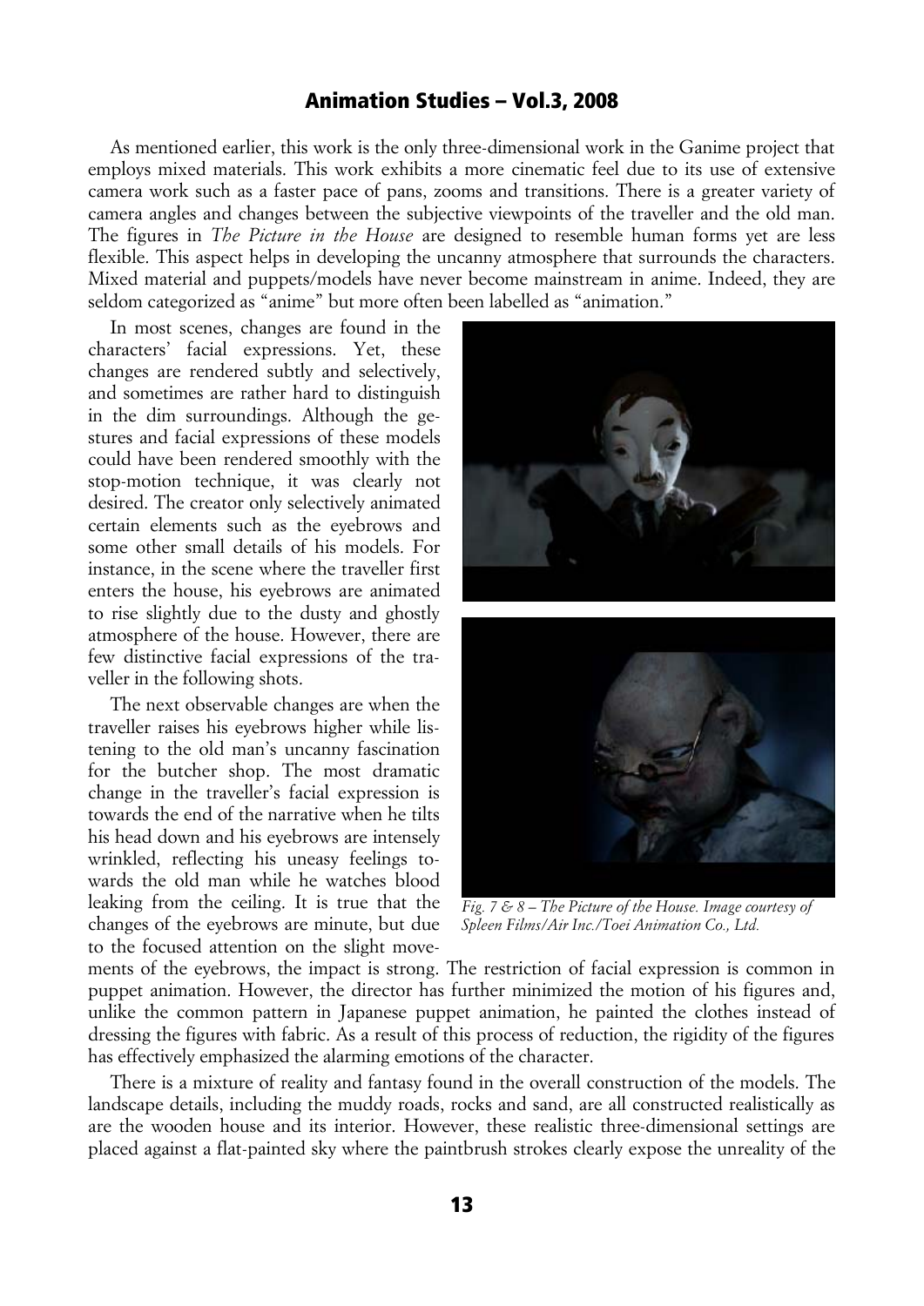As mentioned earlier, this work is the only three-dimensional work in the Ganime project that employs mixed materials. This work exhibits a more cinematic feel due to its use of extensive camera work such as a faster pace of pans, zooms and transitions. There is a greater variety of camera angles and changes between the subjective viewpoints of the traveller and the old man. The figures in *The Picture in the House* are designed to resemble human forms yet are less flexible. This aspect helps in developing the uncanny atmosphere that surrounds the characters. Mixed material and puppets/models have never become mainstream in anime. Indeed, they are seldom categorized as "anime" but more often been labelled as "animation."

In most scenes, changes are found in the characters' facial expressions. Yet, these changes are rendered subtly and selectively, and sometimes are rather hard to distinguish in the dim surroundings. Although the gestures and facial expressions of these models could have been rendered smoothly with the stop-motion technique, it was clearly not desired. The creator only selectively animated certain elements such as the eyebrows and some other small details of his models. For instance, in the scene where the traveller first enters the house, his eyebrows are animated to rise slightly due to the dusty and ghostly atmosphere of the house. However, there are few distinctive facial expressions of the traveller in the following shots.

The next observable changes are when the traveller raises his eyebrows higher while listening to the old man's uncanny fascination for the butcher shop. The most dramatic change in the traveller's facial expression is towards the end of the narrative when he tilts his head down and his eyebrows are intensely wrinkled, reflecting his uneasy feelings towards the old man while he watches blood leaking from the ceiling. It is true that the changes of the eyebrows are minute, but due to the focused attention on the slight movements of the eyebrows, the impact is strong. The restriction of facial expression is common in puppet animation. However, the director has further minimized the motion of his figures and, unlike the common pattern in Japanese puppet animation, he painted the clothes instead of dressing the figures with fabric. As a result of this process of reduction, the rigidity of the figures has effectively emphasized the alarming emotions of the character.

*Fig. 7 & 8 – The Picture of the House. Image courtesy of Spleen Films/Air Inc./Toei Animation Co., Ltd.*

There is a mixture of reality and fantasy found in the overall construction of the models. The landscape details, including the muddy roads, rocks and sand, are all constructed realistically as are the wooden house and its interior. However, these realistic three-dimensional settings are placed against a flat-painted sky where the paintbrush strokes clearly expose the unreality of the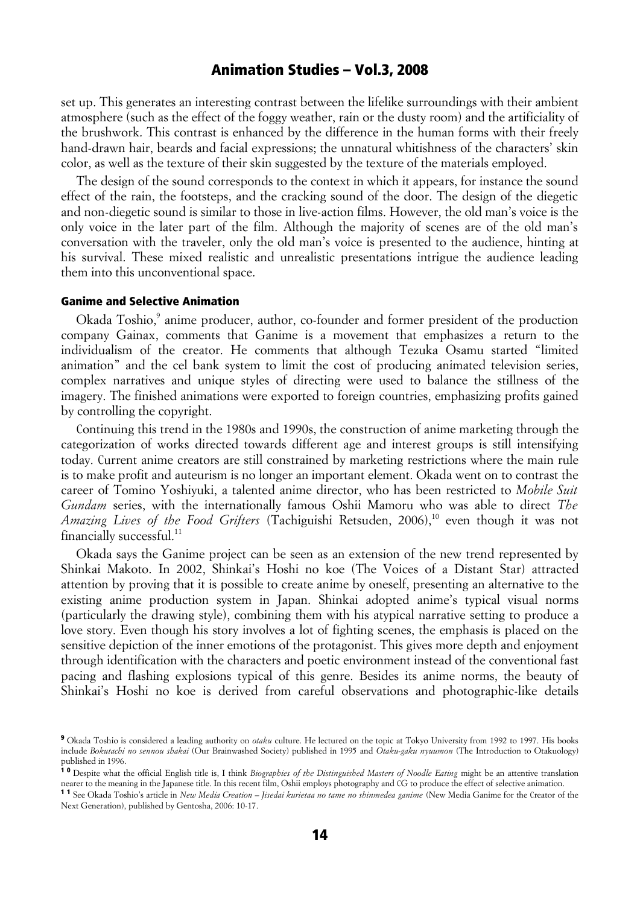set up. This generates an interesting contrast between the lifelike surroundings with their ambient atmosphere (such as the effect of the foggy weather, rain or the dusty room) and the artificiality of the brushwork. This contrast is enhanced by the difference in the human forms with their freely hand-drawn hair, beards and facial expressions; the unnatural whitishness of the characters' skin color, as well as the texture of their skin suggested by the texture of the materials employed.

The design of the sound corresponds to the context in which it appears, for instance the sound effect of the rain, the footsteps, and the cracking sound of the door. The design of the diegetic and non-diegetic sound is similar to those in live-action films. However, the old man's voice is the only voice in the later part of the film. Although the majority of scenes are of the old man's conversation with the traveler, only the old man's voice is presented to the audience, hinting at his survival. These mixed realistic and unrealistic presentations intrigue the audience leading them into this unconventional space.

#### Ganime and Selective Animation

Okada Toshio,[9] anime producer, author, co-founder and former president of the production company Gainax, comments that Ganime is a movement that emphasizes a return to the individualism of the creator. He comments that although Tezuka Osamu started "limited animation" and the cel bank system to limit the cost of producing animated television series, complex narratives and unique styles of directing were used to balance the stillness of the imagery. The finished animations were exported to foreign countries, emphasizing profits gained by controlling the copyright.

Continuing this trend in the 1980s and 1990s, the construction of anime marketing through the categorization of works directed towards different age and interest groups is still intensifying today. Current anime creators are still constrained by marketing restrictions where the main rule is to make profit and auteurism is no longer an important element. Okada went on to contrast the career of Tomino Yoshiyuki, a talented anime director, who has been restricted to *Mobile Suit Gundam* series, with the internationally famous Oshii Mamoru who was able to direct *The Amazing Lives of the Food Grifters* (Tachiguishi Retsuden, 2006),[10] even though it was not financially successful.[11]

Okada says the Ganime project can be seen as an extension of the new trend represented by Shinkai Makoto. In 2002, Shinkai's Hoshi no koe (The Voices of a Distant Star) attracted attention by proving that it is possible to create anime by oneself, presenting an alternative to the existing anime production system in Japan. Shinkai adopted anime's typical visual norms (particularly the drawing style), combining them with his atypical narrative setting to produce a love story. Even though his story involves a lot of fighting scenes, the emphasis is placed on the sensitive depiction of the inner emotions of the protagonist. This gives more depth and enjoyment through identification with the characters and poetic environment instead of the conventional fast pacing and flashing explosions typical of this genre. Besides its anime norms, the beauty of Shinkai's Hoshi no koe is derived from careful observations and photographic-like details

---

[9] Okada Toshio is considered a leading authority on *otaku* culture. He lectured on the topic at Tokyo University from 1992 to 1997. His books include *Bokutachi no sennou shakai* (Our Brainwashed Society) published in 1995 and *Otaku-gaku nyuumon* (The Introduction to Otakuology) published in 1996.

[10] Despite what the official English title is, I think *Biographies of the Distinguished Masters of Noodle Eating* might be an attentive translation nearer to the meaning in the Japanese title. In this recent film, Oshii employs photography and CG to produce the effect of selective animation.

[11] See Okada Toshio's article in *New Media Creation – Jisedai kurietaa no tame no shinmedea ganime* (New Media Ganime for the Creator of the Next Generation), published by Gentosha, 2006: 10-17.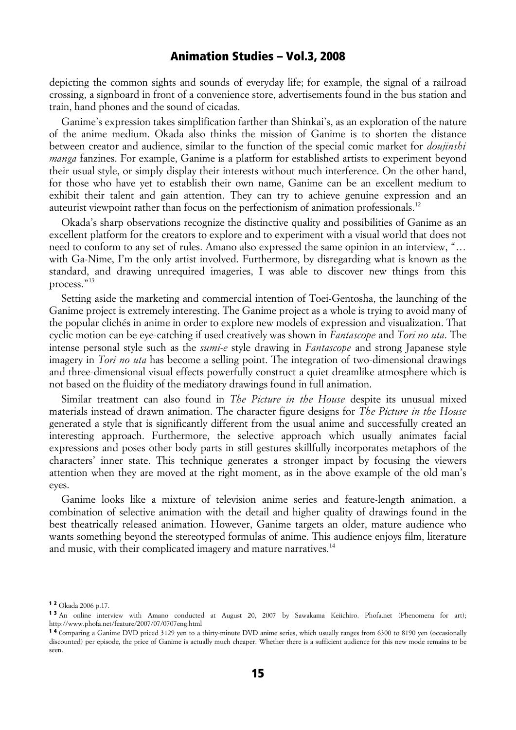depicting the common sights and sounds of everyday life; for example, the signal of a railroad crossing, a signboard in front of a convenience store, advertisements found in the bus station and train, hand phones and the sound of cicadas.

Ganime's expression takes simplification farther than Shinkai's, as an exploration of the nature of the anime medium. Okada also thinks the mission of Ganime is to shorten the distance between creator and audience, similar to the function of the special comic market for *doujinshi manga* fanzines. For example, Ganime is a platform for established artists to experiment beyond their usual style, or simply display their interests without much interference. On the other hand, for those who have yet to establish their own name, Ganime can be an excellent medium to exhibit their talent and gain attention. They can try to achieve genuine expression and an auteurist viewpoint rather than focus on the perfectionism of animation professionals.[12]

Okada's sharp observations recognize the distinctive quality and possibilities of Ganime as an excellent platform for the creators to explore and to experiment with a visual world that does not need to conform to any set of rules. Amano also expressed the same opinion in an interview, "… with Ga-Nime, I'm the only artist involved. Furthermore, by disregarding what is known as the standard, and drawing unrequired imageries, I was able to discover new things from this process."[13]

Setting aside the marketing and commercial intention of Toei-Gentosha, the launching of the Ganime project is extremely interesting. The Ganime project as a whole is trying to avoid many of the popular clichés in anime in order to explore new models of expression and visualization. That cyclic motion can be eye-catching if used creatively was shown in *Fantascope* and *Tori no uta*. The intense personal style such as the *sumi-e* style drawing in *Fantascope* and strong Japanese style imagery in *Tori no uta* has become a selling point. The integration of two-dimensional drawings and three-dimensional visual effects powerfully construct a quiet dreamlike atmosphere which is not based on the fluidity of the mediatory drawings found in full animation.

Similar treatment can also found in *The Picture in the House* despite its unusual mixed materials instead of drawn animation. The character figure designs for *The Picture in the House* generated a style that is significantly different from the usual anime and successfully created an interesting approach. Furthermore, the selective approach which usually animates facial expressions and poses other body parts in still gestures skillfully incorporates metaphors of the characters' inner state. This technique generates a stronger impact by focusing the viewers attention when they are moved at the right moment, as in the above example of the old man's eyes.

Ganime looks like a mixture of television anime series and feature-length animation, a combination of selective animation with the detail and higher quality of drawings found in the best theatrically released animation. However, Ganime targets an older, mature audience who wants something beyond the stereotyped formulas of anime. This audience enjoys film, literature and music, with their complicated imagery and mature narratives.[14]

---

[12] Okada 2006 p.17.

[13] An online interview with Amano conducted at August 20, 2007 by Sawakama Keiichiro. Phofa.net (Phenomena for art); http://www.phofa.net/feature/2007/07/0707eng.html

[14] Comparing a Ganime DVD priced 3129 yen to a thirty-minute DVD anime series, which usually ranges from 6300 to 8190 yen (occasionally discounted) per episode, the price of Ganime is actually much cheaper. Whether there is a sufficient audience for this new mode remains to be seen.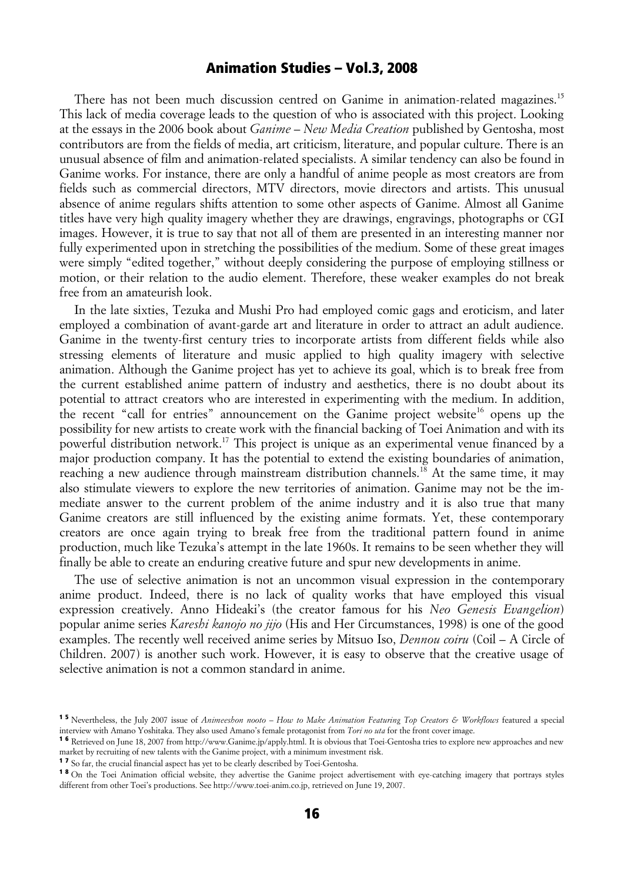There has not been much discussion centred on Ganime in animation-related magazines.[15] This lack of media coverage leads to the question of who is associated with this project. Looking at the essays in the 2006 book about *Ganime – New Media Creation* published by Gentosha, most contributors are from the fields of media, art criticism, literature, and popular culture. There is an unusual absence of film and animation-related specialists. A similar tendency can also be found in Ganime works. For instance, there are only a handful of anime people as most creators are from fields such as commercial directors, MTV directors, movie directors and artists. This unusual absence of anime regulars shifts attention to some other aspects of Ganime. Almost all Ganime titles have very high quality imagery whether they are drawings, engravings, photographs or CGI images. However, it is true to say that not all of them are presented in an interesting manner nor fully experimented upon in stretching the possibilities of the medium. Some of these great images were simply "edited together," without deeply considering the purpose of employing stillness or motion, or their relation to the audio element. Therefore, these weaker examples do not break free from an amateurish look.

In the late sixties, Tezuka and Mushi Pro had employed comic gags and eroticism, and later employed a combination of avant-garde art and literature in order to attract an adult audience. Ganime in the twenty-first century tries to incorporate artists from different fields while also stressing elements of literature and music applied to high quality imagery with selective animation. Although the Ganime project has yet to achieve its goal, which is to break free from the current established anime pattern of industry and aesthetics, there is no doubt about its potential to attract creators who are interested in experimenting with the medium. In addition, the recent "call for entries" announcement on the Ganime project website[16] opens up the possibility for new artists to create work with the financial backing of Toei Animation and with its powerful distribution network.[17] This project is unique as an experimental venue financed by a major production company. It has the potential to extend the existing boundaries of animation, reaching a new audience through mainstream distribution channels.[18] At the same time, it may also stimulate viewers to explore the new territories of animation. Ganime may not be the immediate answer to the current problem of the anime industry and it is also true that many Ganime creators are still influenced by the existing anime formats. Yet, these contemporary creators are once again trying to break free from the traditional pattern found in anime production, much like Tezuka's attempt in the late 1960s. It remains to be seen whether they will finally be able to create an enduring creative future and spur new developments in anime.

The use of selective animation is not an uncommon visual expression in the contemporary anime product. Indeed, there is no lack of quality works that have employed this visual expression creatively. Anno Hideaki's (the creator famous for his *Neo Genesis Evangelion*) popular anime series *Kareshi kanojo no jijo* (His and Her Circumstances, 1998) is one of the good examples. The recently well received anime series by Mitsuo Iso, *Dennou coiru* (Coil – A Circle of Children. 2007) is another such work. However, it is easy to observe that the creative usage of selective animation is not a common standard in anime.

---

[15] Nevertheless, the July 2007 issue of *Animeeshon nooto – How to Make Animation Featuring Top Creators & Workflows* featured a special interview with Amano Yoshitaka. They also used Amano's female protagonist from *Tori no uta* for the front cover image.

[16] Retrieved on June 18, 2007 from http://www.Ganime.jp/apply.html. It is obvious that Toei-Gentosha tries to explore new approaches and new market by recruiting of new talents with the Ganime project, with a minimum investment risk.

[17] So far, the crucial financial aspect has yet to be clearly described by Toei-Gentosha.

[18] On the Toei Animation official website, they advertise the Ganime project advertisement with eye-catching imagery that portrays styles different from other Toei's productions. See http://www.toei-anim.co.jp, retrieved on June 19, 2007.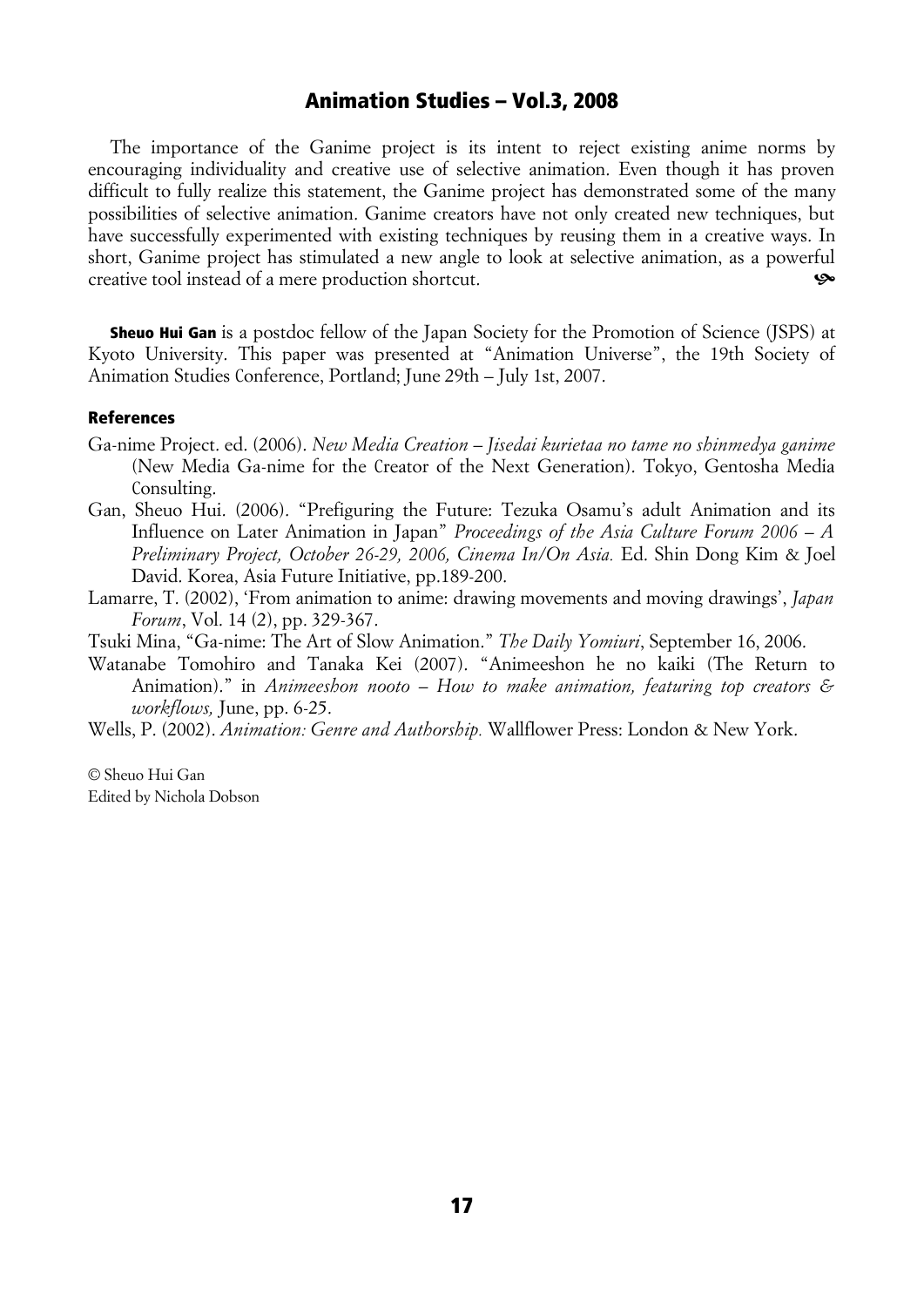The importance of the Ganime project is its intent to reject existing anime norms by encouraging individuality and creative use of selective animation. Even though it has proven difficult to fully realize this statement, the Ganime project has demonstrated some of the many possibilities of selective animation. Ganime creators have not only created new techniques, but have successfully experimented with existing techniques by reusing them in a creative ways. In short, Ganime project has stimulated a new angle to look at selective animation, as a powerful creative tool instead of a mere production shortcut.

**Sheuo Hui Gan** is a postdoc fellow of the Japan Society for the Promotion of Science (JSPS) at Kyoto University. This paper was presented at "Animation Universe", the 19th Society of Animation Studies Conference, Portland; June 29th – July 1st, 2007.

### References

Ga-nime Project. ed. (2006). *New Media Creation – Jisedai kurietaa no tame no shinmedya ganime* (New Media Ga-nime for the Creator of the Next Generation). Tokyo, Gentosha Media Consulting.

Gan, Sheuo Hui. (2006). "Prefiguring the Future: Tezuka Osamu's adult Animation and its Influence on Later Animation in Japan" *Proceedings of the Asia Culture Forum 2006 – A Preliminary Project, October 26-29, 2006, Cinema In/On Asia.* Ed. Shin Dong Kim & Joel David. Korea, Asia Future Initiative, pp.189-200.

Lamarre, T. (2002), 'From animation to anime: drawing movements and moving drawings', *Japan Forum*, Vol. 14 (2), pp. 329-367.

Tsuki Mina, "Ga-nime: The Art of Slow Animation." *The Daily Yomiuri*, September 16, 2006.

Watanabe Tomohiro and Tanaka Kei (2007). "Animeeshon he no kaiki (The Return to Animation)." in *Animeeshon nooto – How to make animation, featuring top creators & workflows,* June, pp. 6-25.

Wells, P. (2002). *Animation: Genre and Authorship.* Wallflower Press: London & New York.

© Sheuo Hui Gan
Edited by Nichola Dobson